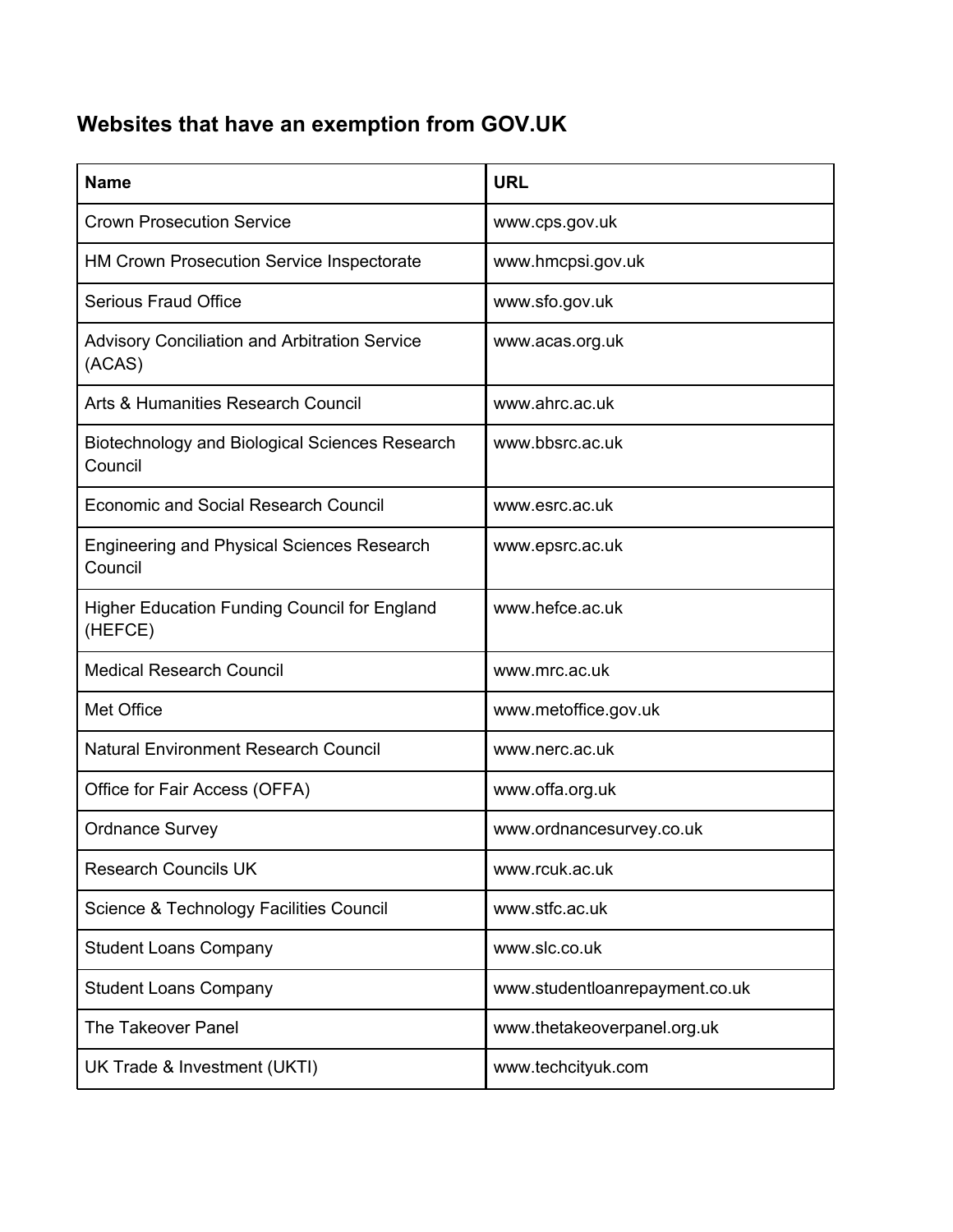## Websites that have an exemption from GOV.UK

| Name | URL |
|---|---|
| Crown Prosecution Service | www.cps.gov.uk |
| HM Crown Prosecution Service Inspectorate | www.hmcpsi.gov.uk |
| Serious Fraud Office | www.sfo.gov.uk |
| Advisory Conciliation and Arbitration Service (ACAS) | www.acas.org.uk |
| Arts & Humanities Research Council | www.ahrc.ac.uk |
| Biotechnology and Biological Sciences Research Council | www.bbsrc.ac.uk |
| Economic and Social Research Council | www.esrc.ac.uk |
| Engineering and Physical Sciences Research Council | www.epsrc.ac.uk |
| Higher Education Funding Council for England (HEFCE) | www.hefce.ac.uk |
| Medical Research Council | www.mrc.ac.uk |
| Met Office | www.metoffice.gov.uk |
| Natural Environment Research Council | www.nerc.ac.uk |
| Office for Fair Access (OFFA) | www.offa.org.uk |
| Ordnance Survey | www.ordnancesurvey.co.uk |
| Research Councils UK | www.rcuk.ac.uk |
| Science & Technology Facilities Council | www.stfc.ac.uk |
| Student Loans Company | www.slc.co.uk |
| Student Loans Company | www.studentloanrepayment.co.uk |
| The Takeover Panel | www.thetakeoverpanel.org.uk |
| UK Trade & Investment (UKTI) | www.techcityuk.com |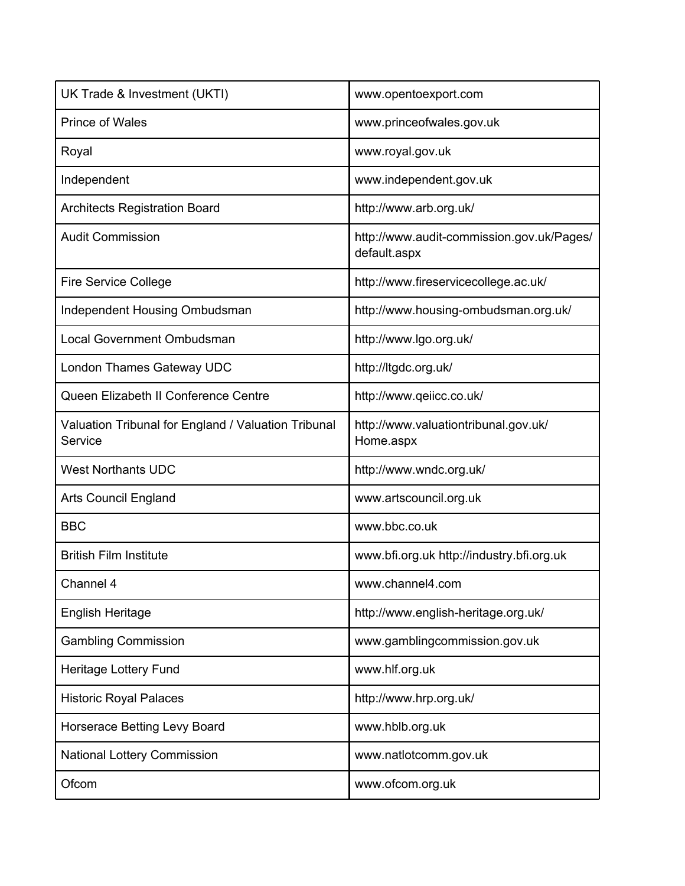| | |
|---|---|
| UK Trade & Investment (UKTI) | www.opentoexport.com |
| Prince of Wales | www.princeofwales.gov.uk |
| Royal | www.royal.gov.uk |
| Independent | www.independent.gov.uk |
| Architects Registration Board | http://www.arb.org.uk/ |
| Audit Commission | http://www.audit-commission.gov.uk/Pages/default.aspx |
| Fire Service College | http://www.fireservicecollege.ac.uk/ |
| Independent Housing Ombudsman | http://www.housing-ombudsman.org.uk/ |
| Local Government Ombudsman | http://www.lgo.org.uk/ |
| London Thames Gateway UDC | http://ltgdc.org.uk/ |
| Queen Elizabeth II Conference Centre | http://www.qeiicc.co.uk/ |
| Valuation Tribunal for England / Valuation Tribunal Service | http://www.valuationtribunal.gov.uk/Home.aspx |
| West Northants UDC | http://www.wndc.org.uk/ |
| Arts Council England | www.artscouncil.org.uk |
| BBC | www.bbc.co.uk |
| British Film Institute | www.bfi.org.uk http://industry.bfi.org.uk |
| Channel 4 | www.channel4.com |
| English Heritage | http://www.english-heritage.org.uk/ |
| Gambling Commission | www.gamblingcommission.gov.uk |
| Heritage Lottery Fund | www.hlf.org.uk |
| Historic Royal Palaces | http://www.hrp.org.uk/ |
| Horserace Betting Levy Board | www.hblb.org.uk |
| National Lottery Commission | www.natlotcomm.gov.uk |
| Ofcom | www.ofcom.org.uk |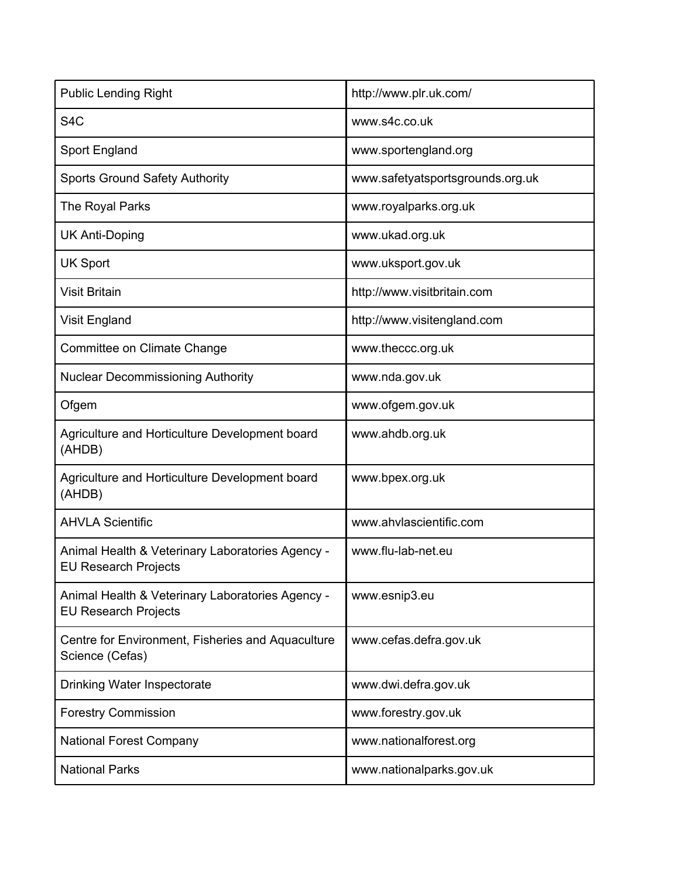| Public Lending Right | http://www.plr.uk.com/ |
|---|---|
| S4C | www.s4c.co.uk |
| Sport England | www.sportengland.org |
| Sports Ground Safety Authority | www.safetyatsportsgrounds.org.uk |
| The Royal Parks | www.royalparks.org.uk |
| UK Anti-Doping | www.ukad.org.uk |
| UK Sport | www.uksport.gov.uk |
| Visit Britain | http://www.visitbritain.com |
| Visit England | http://www.visitengland.com |
| Committee on Climate Change | www.theccc.org.uk |
| Nuclear Decommissioning Authority | www.nda.gov.uk |
| Ofgem | www.ofgem.gov.uk |
| Agriculture and Horticulture Development board (AHDB) | www.ahdb.org.uk |
| Agriculture and Horticulture Development board (AHDB) | www.bpex.org.uk |
| AHVLA Scientific | www.ahvlascientific.com |
| Animal Health & Veterinary Laboratories Agency - EU Research Projects | www.flu-lab-net.eu |
| Animal Health & Veterinary Laboratories Agency - EU Research Projects | www.esnip3.eu |
| Centre for Environment, Fisheries and Aquaculture Science (Cefas) | www.cefas.defra.gov.uk |
| Drinking Water Inspectorate | www.dwi.defra.gov.uk |
| Forestry Commission | www.forestry.gov.uk |
| National Forest Company | www.nationalforest.org |
| National Parks | www.nationalparks.gov.uk |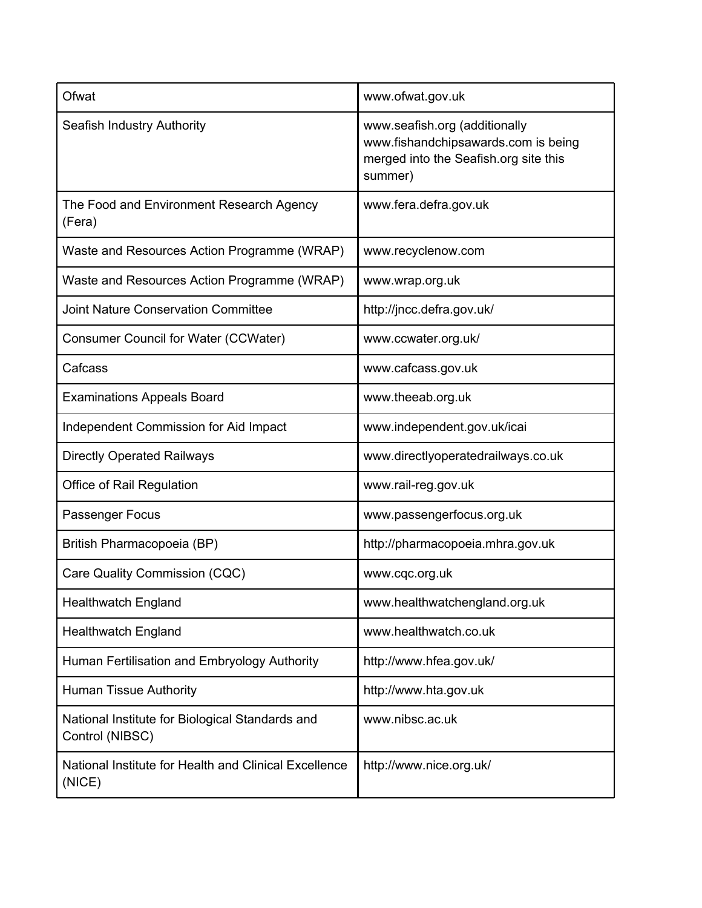| Ofwat | www.ofwat.gov.uk |
|---|---|
| Seafish Industry Authority | www.seafish.org (additionally www.fishandchipsawards.com is being merged into the Seafish.org site this summer) |
| The Food and Environment Research Agency (Fera) | www.fera.defra.gov.uk |
| Waste and Resources Action Programme (WRAP) | www.recyclenow.com |
| Waste and Resources Action Programme (WRAP) | www.wrap.org.uk |
| Joint Nature Conservation Committee | http://jncc.defra.gov.uk/ |
| Consumer Council for Water (CCWater) | www.ccwater.org.uk/ |
| Cafcass | www.cafcass.gov.uk |
| Examinations Appeals Board | www.theeab.org.uk |
| Independent Commission for Aid Impact | www.independent.gov.uk/icai |
| Directly Operated Railways | www.directlyoperatedrailways.co.uk |
| Office of Rail Regulation | www.rail-reg.gov.uk |
| Passenger Focus | www.passengerfocus.org.uk |
| British Pharmacopoeia (BP) | http://pharmacopoeia.mhra.gov.uk |
| Care Quality Commission (CQC) | www.cqc.org.uk |
| Healthwatch England | www.healthwatchengland.org.uk |
| Healthwatch England | www.healthwatch.co.uk |
| Human Fertilisation and Embryology Authority | http://www.hfea.gov.uk/ |
| Human Tissue Authority | http://www.hta.gov.uk |
| National Institute for Biological Standards and Control (NIBSC) | www.nibsc.ac.uk |
| National Institute for Health and Clinical Excellence (NICE) | http://www.nice.org.uk/ |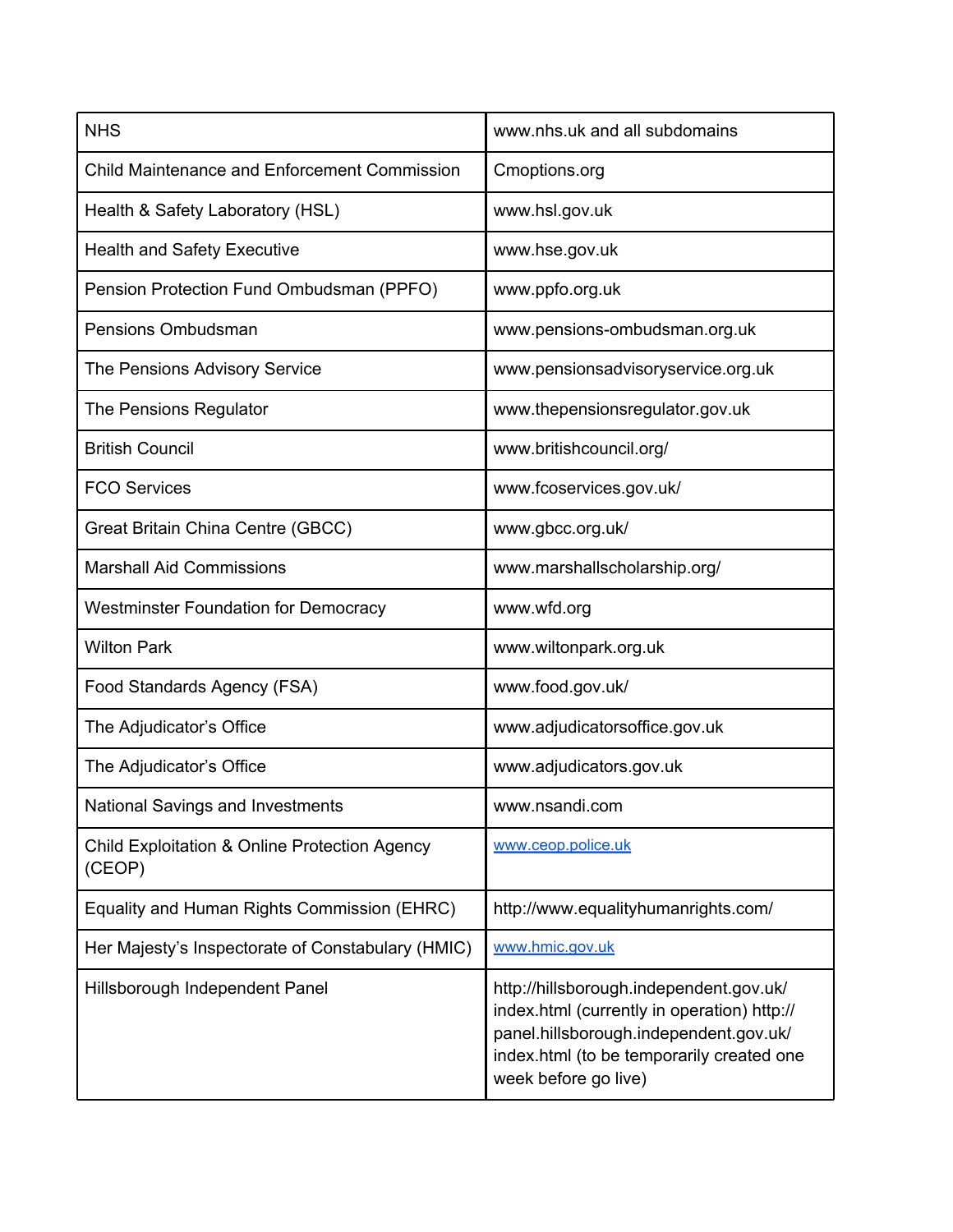| NHS | www.nhs.uk and all subdomains |
|---|---|
| Child Maintenance and Enforcement Commission | Cmoptions.org |
| Health & Safety Laboratory (HSL) | www.hsl.gov.uk |
| Health and Safety Executive | www.hse.gov.uk |
| Pension Protection Fund Ombudsman (PPFO) | www.ppfo.org.uk |
| Pensions Ombudsman | www.pensions-ombudsman.org.uk |
| The Pensions Advisory Service | www.pensionsadvisoryservice.org.uk |
| The Pensions Regulator | www.thepensionsregulator.gov.uk |
| British Council | www.britishcouncil.org/ |
| FCO Services | www.fcoservices.gov.uk/ |
| Great Britain China Centre (GBCC) | www.gbcc.org.uk/ |
| Marshall Aid Commissions | www.marshallscholarship.org/ |
| Westminster Foundation for Democracy | www.wfd.org |
| Wilton Park | www.wiltonpark.org.uk |
| Food Standards Agency (FSA) | www.food.gov.uk/ |
| The Adjudicator's Office | www.adjudicatorsoffice.gov.uk |
| The Adjudicator's Office | www.adjudicators.gov.uk |
| National Savings and Investments | www.nsandi.com |
| Child Exploitation & Online Protection Agency (CEOP) | www.ceop.police.uk |
| Equality and Human Rights Commission (EHRC) | http://www.equalityhumanrights.com/ |
| Her Majesty's Inspectorate of Constabulary (HMIC) | www.hmic.gov.uk |
| Hillsborough Independent Panel | http://hillsborough.independent.gov.uk/index.html (currently in operation) http://panel.hillsborough.independent.gov.uk/index.html (to be temporarily created one week before go live) |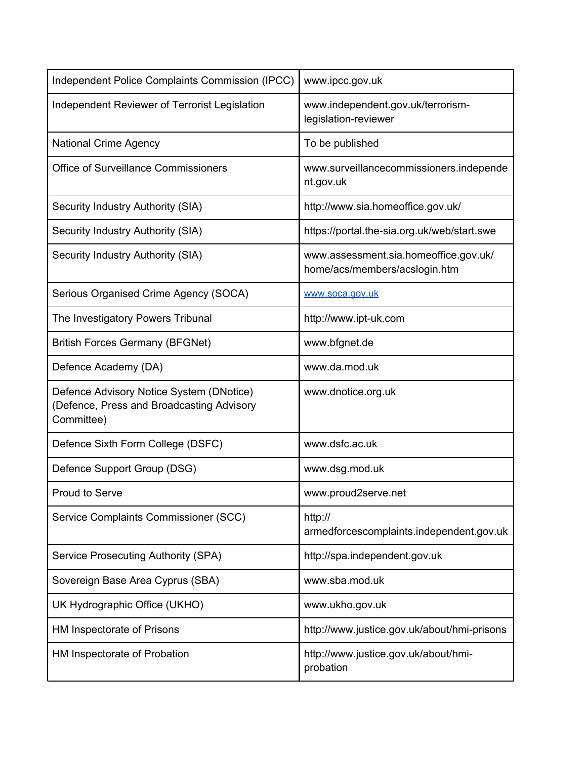| | |
|---|---|
| Independent Police Complaints Commission (IPCC) | www.ipcc.gov.uk |
| Independent Reviewer of Terrorist Legislation | www.independent.gov.uk/terrorism-legislation-reviewer |
| National Crime Agency | To be published |
| Office of Surveillance Commissioners | www.surveillancecommissioners.independent.gov.uk |
| Security Industry Authority (SIA) | http://www.sia.homeoffice.gov.uk/ |
| Security Industry Authority (SIA) | https://portal.the-sia.org.uk/web/start.swe |
| Security Industry Authority (SIA) | www.assessment.sia.homeoffice.gov.uk/home/acs/members/acslogin.htm |
| Serious Organised Crime Agency (SOCA) | [www.soca.gov.uk](http://www.soca.gov.uk) |
| The Investigatory Powers Tribunal | http://www.ipt-uk.com |
| British Forces Germany (BFGNet) | www.bfgnet.de |
| Defence Academy (DA) | www.da.mod.uk |
| Defence Advisory Notice System (DNotice) (Defence, Press and Broadcasting Advisory Committee) | www.dnotice.org.uk |
| Defence Sixth Form College (DSFC) | www.dsfc.ac.uk |
| Defence Support Group (DSG) | www.dsg.mod.uk |
| Proud to Serve | www.proud2serve.net |
| Service Complaints Commissioner (SCC) | http://armedforcescomplaints.independent.gov.uk |
| Service Prosecuting Authority (SPA) | http://spa.independent.gov.uk |
| Sovereign Base Area Cyprus (SBA) | www.sba.mod.uk |
| UK Hydrographic Office (UKHO) | www.ukho.gov.uk |
| HM Inspectorate of Prisons | http://www.justice.gov.uk/about/hmi-prisons |
| HM Inspectorate of Probation | http://www.justice.gov.uk/about/hmi-probation |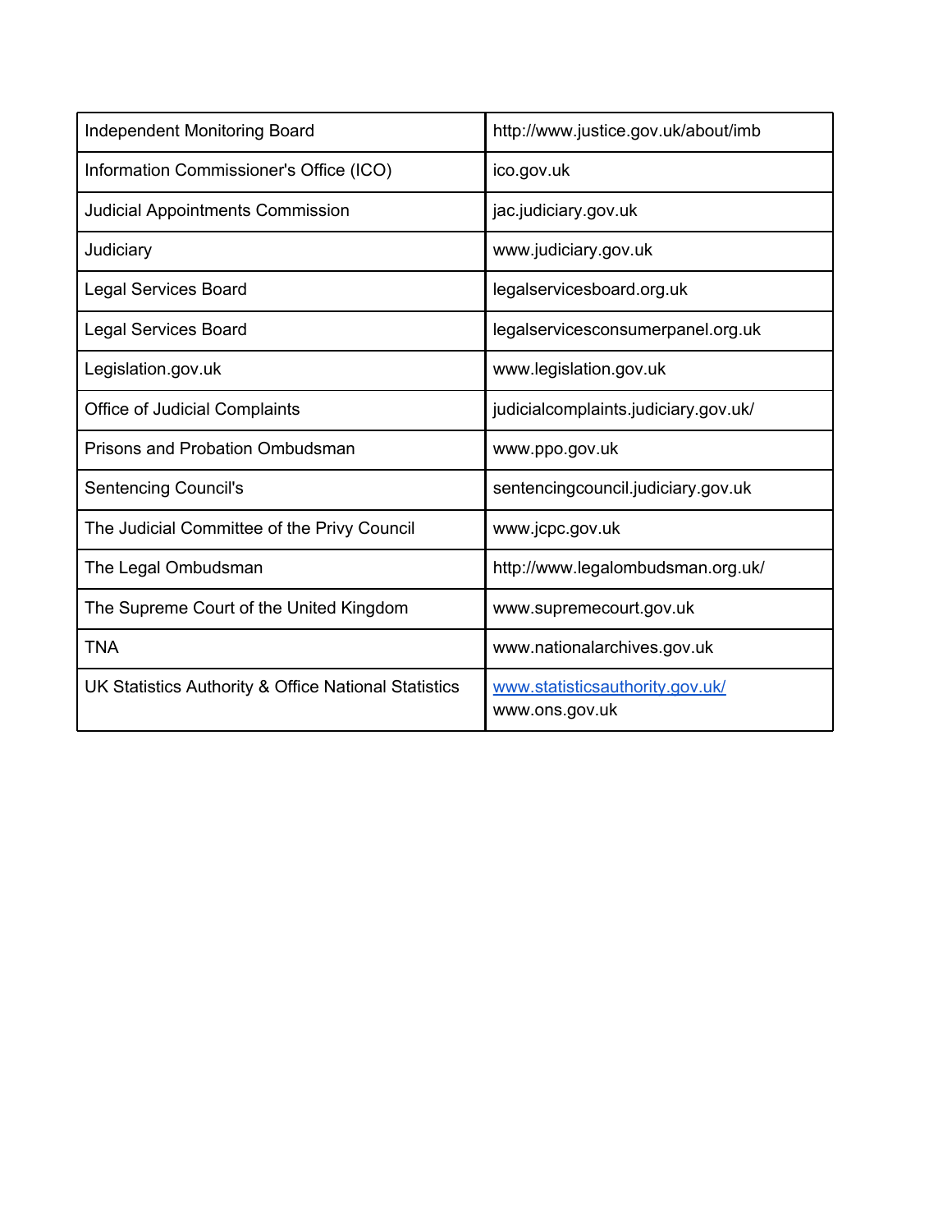| | |
|---|---|
| Independent Monitoring Board | http://www.justice.gov.uk/about/imb |
| Information Commissioner's Office (ICO) | ico.gov.uk |
| Judicial Appointments Commission | jac.judiciary.gov.uk |
| Judiciary | www.judiciary.gov.uk |
| Legal Services Board | legalservicesboard.org.uk |
| Legal Services Board | legalservicesconsumerpanel.org.uk |
| Legislation.gov.uk | www.legislation.gov.uk |
| Office of Judicial Complaints | judicialcomplaints.judiciary.gov.uk/ |
| Prisons and Probation Ombudsman | www.ppo.gov.uk |
| Sentencing Council's | sentencingcouncil.judiciary.gov.uk |
| The Judicial Committee of the Privy Council | www.jcpc.gov.uk |
| The Legal Ombudsman | http://www.legalombudsman.org.uk/ |
| The Supreme Court of the United Kingdom | www.supremecourt.gov.uk |
| TNA | www.nationalarchives.gov.uk |
| UK Statistics Authority & Office National Statistics | www.statisticsauthority.gov.uk/ www.ons.gov.uk |